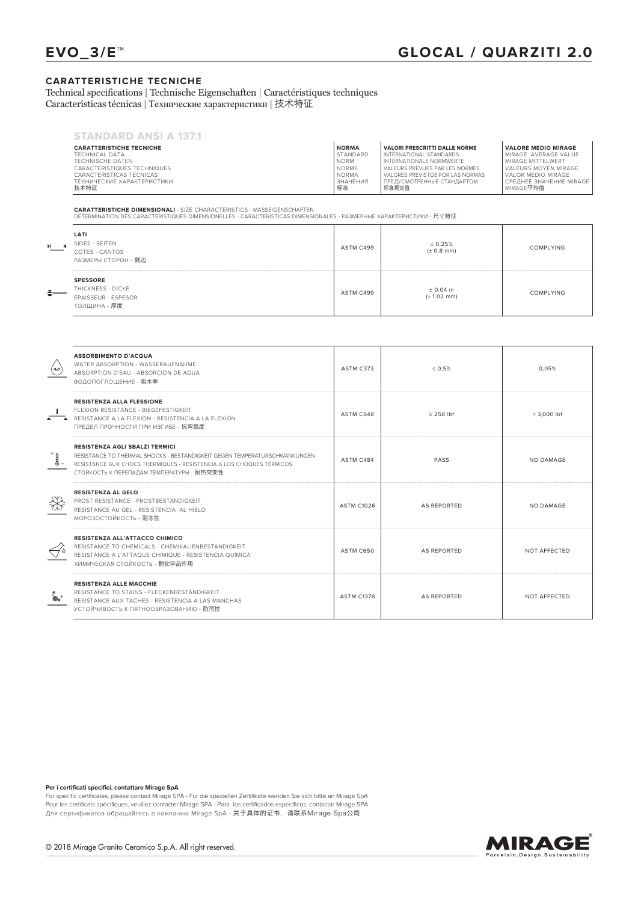# EVO_3/E™

# GLOCAL / QUARZITI 2.0

## CARATTERISTICHE TECNICHE

Technical specifications | Technische Eigenschaften | Caractéristiques techniques
Características técnicas | Технические характеристики | 技术特征

### STANDARD ANSI A 137.1

| CARATTERISTICHE TECNICHE<br>TECHNICAL DATA<br>TECHNISCHE DATEN<br>CARACTERISTIQUES TECHNIQUES<br>CARACTERISTICAS TECNICAS<br>ТЕХНИЧЕСКИЕ ХАРАКТЕРИСТИКИ<br>技术特征 | NORMA<br>STANDARD<br>NORM<br>NORME<br>NORMA<br>ЗНАЧЕНИЯ<br>标准 | VALORI PRESCRITTI DALLE NORME<br>INTERNATIONAL STANDARDS<br>INTERNATIONALE NORMWERTE<br>VALEURS PREVUES PAR LES NORMES<br>VALORES PREVISTOS POR LAS NORMAS<br>ПРЕДУСМОТРЕННЫЕ СТАНДАРТОМ<br>标准规定值 | VALORE MEDIO MIRAGE<br>MIRAGE AVERAGE VALUE<br>MIRAGE MITTELWERT<br>VALEURS MOYEN MIRAGE<br>VALOR MEDIO MIRAGE<br>СРЕДНЕЕ ЗНАЧЕНИЕ MIRAGE<br>MIRAGE平均值 |
|---|---|---|---|

**CARATTERISTICHE DIMENSIONALI** - SIZE CHARACTERISTICS - MASSEIGENSCHAFTEN
DETERMINATION DES CARACTERISTIQUES DIMENSIONELLES - CARACTERÍSTICAS DIMENSIONALES - РАЗМЕРНЫЕ ХАРАКТЕРИСТИКИ - 尺寸特征

| | | | |
|---|---|---|---|
| **LATI**<br>SIDES - SEITEN<br>COTES - CANTOS<br>РАЗМЕРЫ СТОРОН - 侧边 | ASTM C499 | ± 0.25%<br>(± 0.8 mm) | COMPLYING |
| **SPESSORE**<br>THICKNESS - DICKE<br>EPAISSEUR - ESPESOR<br>ТОЛЩИНА - 厚度 | ASTM C499 | ± 0.04 in<br>(± 1.02 mm) | COMPLYING |

| | | | |
|---|---|---|---|
| **ASSORBIMENTO D'ACQUA**<br>WATER ABSORPTION - WASSERAUFNAHME<br>ABSORPTION D'EAU - ABSORCIÓN DE AGUA<br>ВОДОПОГЛОЩЕНИЕ - 吸水率 | ASTM C373 | ≤ 0,5% | 0,05% |
| **RESISTENZA ALLA FLESSIONE**<br>FLEXION RESISTANCE - BIEGEFESTIGKEIT<br>RESISTANCE A LA FLEXION - RESISTENCIA A LA FLEXIÓN<br>ПРЕДЕЛ ПРОЧНОСТИ ПРИ ИЗГИБЕ - 抗弯强度 | ASTM C648 | ≥ 250 lbf | > 3,000 lbf |
| **RESISTENZA AGLI SBALZI TERMICI**<br>RESISTANCE TO THERMAL SHOCKS - BESTÄNDIGKEIT GEGEN TEMPERATURSCHWANKUNGEN<br>RESISTANCE AUX CHOCS THERMIQUES - RESISTENCIA A LOS CHOQUES TÉRMICOS<br>СТОЙКОСТЬ К ПЕРЕПАДАМ ТЕМПЕРАТУРЫ - 耐热突变性 | ASTM C484 | PASS | NO DAMAGE |
| **RESISTENZA AL GELO**<br>FROST RESISTANCE - FROSTBESTÄNDIGKEIT<br>RESISTANCE AU GEL - RESISTENCIA AL HIELO<br>МОРОЗОСТОЙКОСТЬ - 耐冻性 | ASTM C1026 | AS REPORTED | NO DAMAGE |
| **RESISTENZA ALL'ATTACCO CHIMICO**<br>RESISTANCE TO CHEMICALS - CHEMIKALIENBESTÄNDIGKEIT<br>RESISTANCE A L'ATTAQUE CHIMIQUE - RESISTENCIA QUÍMICA<br>ХИМИЧЕСКАЯ СТОЙКОСТЬ - 耐化学品作用 | ASTM C650 | AS REPORTED | NOT AFFECTED |
| **RESISTENZA ALLE MACCHIE**<br>RESISTANCE TO STAINS - FLECKENBESTÄNDIGKEIT<br>RESISTANCE AUX TACHES - RESISTENCIA A LAS MANCHAS<br>УСТОЙЧИВОСТЬ К ПЯТНООБРАЗОВАНИЮ - 防污性 | ASTM C1378 | AS REPORTED | NOT AFFECTED |

**Per i certificati specifici, contattare Mirage SpA**
For specific certificates, please contact Mirage SPA - Für die speziellen Zertifikate wenden Sie sich bitte an Mirage SpA
Pour les certificats spécifiques, veuillez contacter Mirage SPA - Para los certificados específicos, contactar Mirage SPA
Для сертификатов обращайтесь в компанию Mirage SpA - 关于具体的证书，请联系Mirage Spa公司

© 2018 Mirage Granito Ceramico S.p.A. All right reserved.

MIRAGE® Porcelain.Design.Sustainability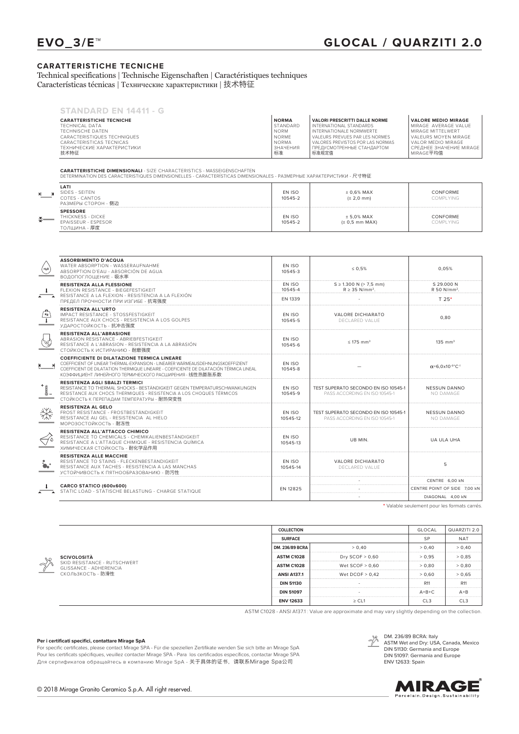# EVO_3/E™

# GLOCAL / QUARZITI 2.0

## CARATTERISTICHE TECNICHE

Technical specifications | Technische Eigenschaften | Caractéristiques techniques
Características técnicas | Технические характеристики | 技术特征

### STANDARD EN 14411 - G

| CARATTERISTICHE TECNICHE<br>TECHNICAL DATA<br>TECHNISCHE DATEN<br>CARACTERISTIQUES TECHNIQUES<br>CARACTERISTICAS TECNICAS<br>ТЕХНИЧЕСКИЕ ХАРАКТЕРИСТИКИ<br>技术特征 | NORMA<br>STANDARD<br>NORM<br>NORME<br>NORMA<br>ЗНАЧЕНИЯ<br>标准 | VALORI PRESCRITTI DALLE NORME<br>INTERNATIONAL STANDARDS<br>INTERNATIONALE NORMWERTE<br>VALEURS PREVUES PAR LES NORMES<br>VALORES PREVISTOS POR LAS NORMAS<br>ПРЕДУСМОТРЕННЫЕ СТАНДАРТОМ<br>标准规定值 | VALORE MEDIO MIRAGE<br>MIRAGE AVERAGE VALUE<br>MIRAGE MITTELWERT<br>VALEURS MOYEN MIRAGE<br>VALOR MEDIO MIRAGE<br>СРЕДНЕЕ ЗНАЧЕНИЕ MIRAGE<br>MIRAGE平均值 |
|---|---|---|---|

**CARATTERISTICHE DIMENSIONALI** - SIZE CHARACTERISTICS - MASSEIGENSCHAFTEN
DETERMINATION DES CARACTERISTIQUES DIMENSIONELLES - CARACTERÍSTICAS DIMENSIONALES - РАЗМЕРНЫЕ ХАРАКТЕРИСТИКИ - 尺寸特征

| | | | |
|---|---|---|---|
| **LATI**<br>SIDES - SEITEN<br>COTES - CANTOS<br>РАЗМЕРЫ СТОРОН - 侧边 | EN ISO 10545-2 | ± 0,6% MAX<br>(± 2,0 mm) | CONFORME<br>COMPLYING |
| **SPESSORE**<br>THICKNESS - DICKE<br>EPAISSEUR - ESPESOR<br>ТОЛЩИНА - 厚度 | EN ISO 10545-2 | ± 5,0% MAX<br>(± 0,5 mm MAX) | CONFORME<br>COMPLYING |

| | | | |
|---|---|---|---|
| **ASSORBIMENTO D'ACQUA**<br>WATER ABSORPTION - WASSERAUFNAHME<br>ABSORPTION D'EAU - ABSORCIÓN DE AGUA<br>ВОДОПОГЛОЩЕНИЕ - 吸水率 | EN ISO 10545-3 | ≤ 0,5% | 0,05% |
| **RESISTENZA ALLA FLESSIONE**<br>FLEXION RESISTANCE - BIEGEFESTIGKEIT<br>RESISTANCE A LA FLEXION - RESISTENCIA A LA FLEXIÓN<br>ПРЕДЕЛ ПРОЧНОСТИ ПРИ ИЗГИБЕ - 抗弯强度 | EN ISO 10545-4 | S ≥ 1.300 N (> 7,5 mm)<br>R ≥ 35 N/mm². | S 29.000 N<br>R 50 N/mm². |
| | EN 1339 | - | T 25* |
| **RESISTENZA ALL'URTO**<br>IMPACT RESISTANCE - STOSSFESTIGKEIT<br>RESISTANCE AUX CHOCS - RESISTENCIA A LOS GOLPES<br>УДАРОСТОЙКОСТЬ - 抗冲击强度 | EN ISO 10545-5 | VALORE DICHIARATO<br>DECLARED VALUE | 0,80 |
| **RESISTENZA ALL'ABRASIONE**<br>ABRASION RESISTANCE - ABRIEBFESTIGKEIT<br>RESISTANCE A L'ABRASION - RESISTENCIA A LA ABRASIÓN<br>СТОЙКОСТЬ К ИСТИРАНИЮ - 耐磨强度 | EN ISO 10545-6 | ≤ 175 mm³ | 135 mm³ |
| **COEFFICIENTE DI DILATAZIONE TERMICA LINEARE**<br>COEFFICIENT OF LINEAR THERMAL-EXPANSION - LINEARER WARMEAUSDEHNUNGSKOEFFIZIENT<br>COEFFICIENT DE DILATATION THERMIQUE LINEAIRE - COEFICIENTE DE DILATACIÓN TÉRMICA LINEAL<br>КОЭФФИЦИЕНТ ЛИНЕЙНОГО ТЕРМИЧЕСКОГО РАСШИРЕНИЯ - 线性热膨胀系数 | EN ISO 10545-8 | — | $\alpha$=6,0x10$^{-6}$°C$^{-1}$ |
| **RESISTENZA AGLI SBALZI TERMICI**<br>RESISTANCE TO THERMAL SHOCKS - BESTÄNDIGKEIT GEGEN TEMPERATURSCHWANKUNGEN<br>RESISTANCE AUX CHOCS THERMIQUES - RESISTENCIA A LOS CHOQUES TÉRMICOS<br>СТОЙКОСТЬ К ПЕРЕПАДАМ ТЕМПЕРАТУРЫ - 耐热突变性 | EN ISO 10545-9 | TEST SUPERATO SECONDO EN ISO 10545-1<br>PASS ACCORDING EN ISO 10545-1 | NESSUN DANNO<br>NO DAMAGE |
| **RESISTENZA AL GELO**<br>FROST RESISTANCE - FROSTBESTÄNDIGKEIT<br>RESISTANCE AU GEL - RESISTENCIA AL HIELO<br>МОРОЗОСТОЙКОСТЬ - 耐冻性 | EN ISO 10545-12 | TEST SUPERATO SECONDO EN ISO 10545-1<br>PASS ACCORDING EN ISO 10545-1 | NESSUN DANNO<br>NO DAMAGE |
| **RESISTENZA ALL'ATTACCO CHIMICO**<br>RESISTANCE TO CHEMICALS - CHEMIKALIENBESTÄNDIGKEIT<br>RESISTANCE A L'ATTAQUE CHIMIQUE - RESISTENCIA QUÍMICA<br>ХИМИЧЕСКАЯ СТОЙКОСТЬ - 耐化学品作用 | EN ISO 10545-13 | UB MIN. | UA ULA UHA |
| **RESISTENZA ALLE MACCHIE**<br>RESISTANCE TO STAINS - FLECKENBESTÄNDIGKEIT<br>RESISTANCE AUX TACHES - RESISTENCIA A LAS MANCHAS<br>УСТОЙЧИВОСТЬ К ПЯТНООБРАЗОВАНИЮ - 防污性 | EN ISO 10545-14 | VALORE DICHIARATO<br>DECLARED VALUE | 5 |
| **CARCO STATICO (600x600)**<br>STATIC LOAD - STATISCHE BELASTUNG - CHARGE STATIQUE | EN 12825 | - | CENTRE 6,00 kN |
| | | - | CENTRE POINT OF SIDE 7,00 kN |
| | | - | DIAGONAL 4,00 kN |

\* Valable seulement pour les formats carrés.

| | | | | |
|---|---|---|---|---|
| **SCIVOLOSITÀ**<br>SKID RESISTANCE - RUTSCHWERT<br>GLISSANCE - ADHERENCIA<br>СКОЛЬЗКОСТЬ - 防滑性 | **COLLECTION** | | GLOCAL | QUARZITI 2.0 |
| | **SURFACE** | | SP | NAT |
| | **DM. 236/89 BCRA** | > 0,40 | > 0,40 | > 0,40 |
| | **ASTM C1028** | Dry SCOF > 0,60 | > 0,95 | > 0,85 |
| | **ASTM C1028** | Wet SCOF > 0,60 | > 0,80 | > 0,80 |
| | **ANSI A137.1** | Wet DCOF > 0,42 | > 0,60 | > 0,65 |
| | **DIN 51130** | - | R11 | R11 |
| | **DIN 51097** | - | A+B+C | A+B |
| | **ENV 12633** | ≥ CL1 | CL3 | CL3 |

ASTM C1028 - ANSI A137.1 : Value are approximate and may vary slightly depending on the collection.

**Per i certificati specifici, contattare Mirage SpA**
For specific certificates, please contact Mirage SPA - Für die speziellen Zertifikate wenden Sie sich bitte an Mirage SpA
Pour les certificats spécifiques, veuillez contacter Mirage SPA - Para los certificados específicos, contactar Mirage SPA
Для сертификатов обращайтесь в компанию Mirage SpA - 关于具体的证书，请联系Mirage Spa公司

DM. 236/89 BCRA: Italy
ASTM Wet and Dry: USA, Canada, Mexico
DIN 51130: Germania and Europe
DIN 51097: Germania and Europe
ENV 12633: Spain

© 2018 Mirage Granito Ceramico S.p.A. All right reserved.

MIRAGE® Porcelain.Design.Sustainability